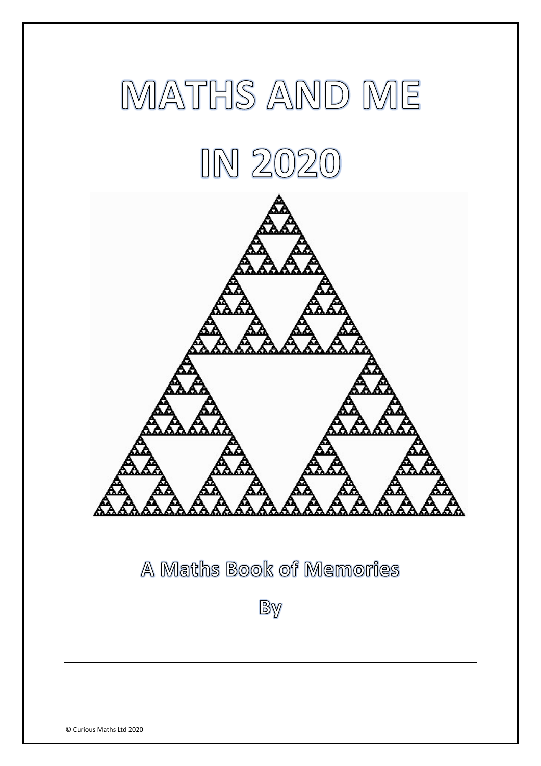# MATHS AND ME

# IN 2020

## A Maths Book of Memories

By

© Curious Maths Ltd 2020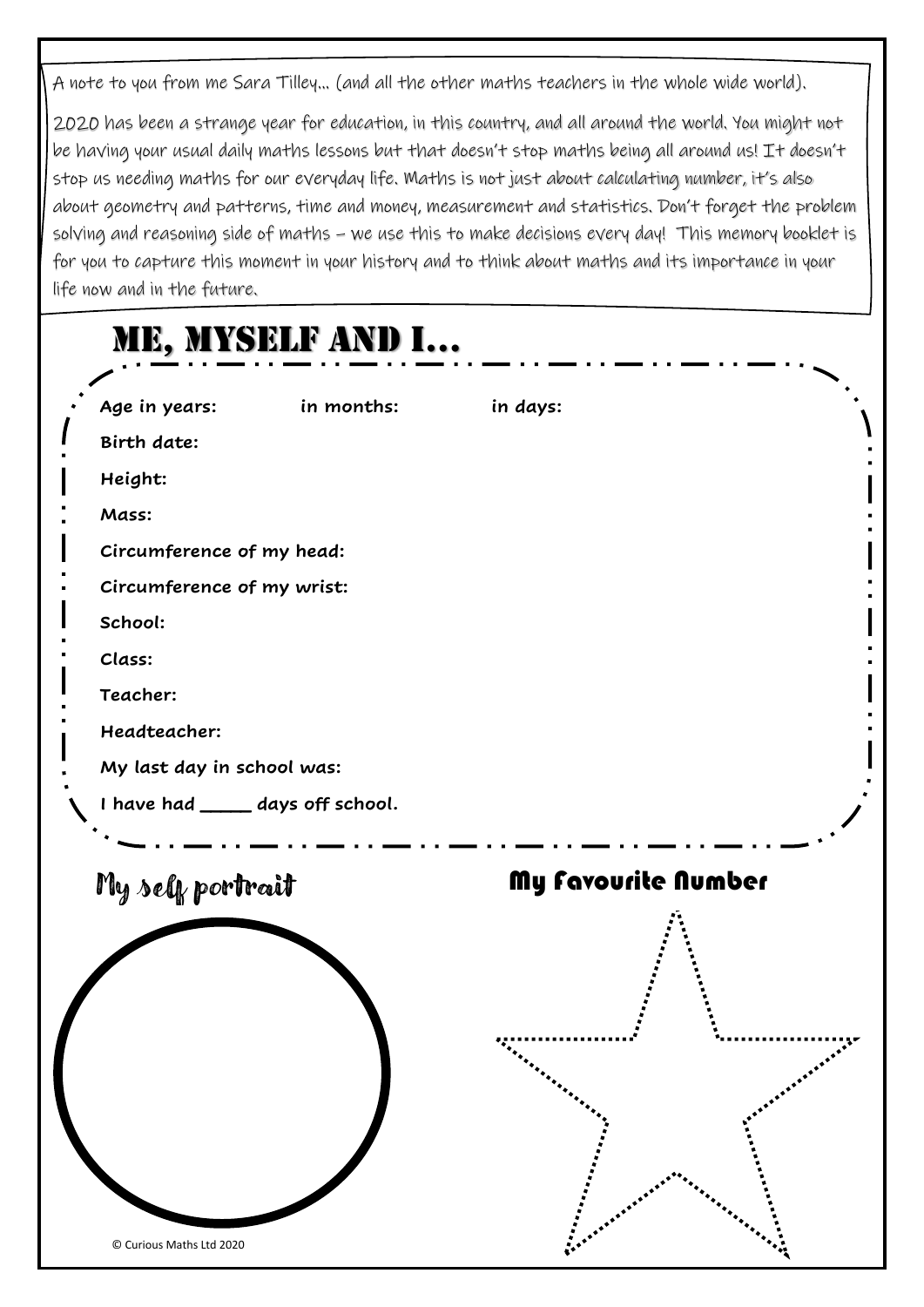A note to you from me Sara Tilley… (and all the other maths teachers in the whole wide world).

2020 has been a strange year for education, in this country, and all around the world. You might not be having your usual daily maths lessons but that doesn't stop maths being all around us! It doesn't stop us needing maths for our everyday life. Maths is not just about calculating number, it's also about geometry and patterns, time and money, measurement and statistics. Don't forget the problem solving and reasoning side of maths – we use this to make decisions every day! This memory booklet is for you to capture this moment in your history and to think about maths and its importance in your life now and in the future.

# ME, MYSELF AND I…

**Age in years:** **in months:** **in days:**

**Birth date:**

**Height:**

**Mass:**

**Circumference of my head:**

**Circumference of my wrist:**

**School:**

**Class:**

**Teacher:**

**Headteacher:**

**My last day in school was:**

**I have had _____ days off school.**

## My self portrait

## My Favourite Number

© Curious Maths Ltd 2020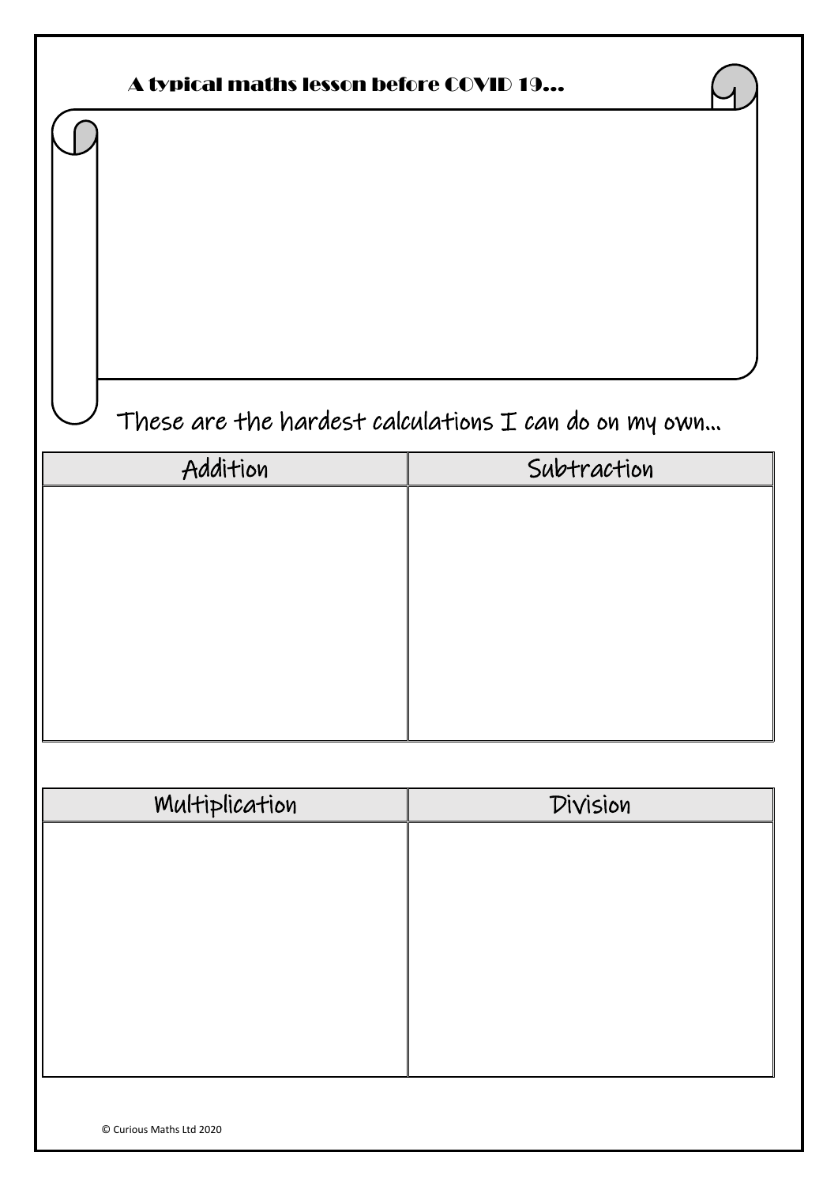A typical maths lesson before COVID 19…

These are the hardest calculations I can do on my own…

| Addition | Subtraction |
|---|---|
| | |

| Multiplication | Division |
|---|---|
| | |

© Curious Maths Ltd 2020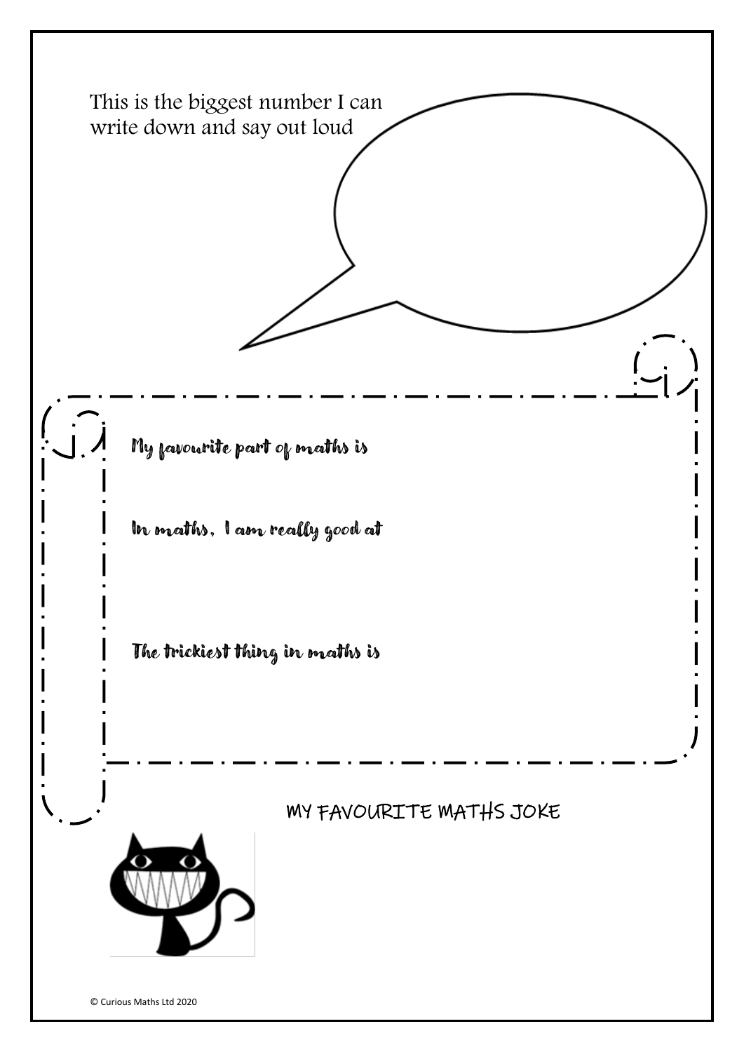This is the biggest number I can write down and say out loud

My favourite part of maths is

In maths, I am really good at

The trickiest thing in maths is

MY FAVOURITE MATHS JOKE

© Curious Maths Ltd 2020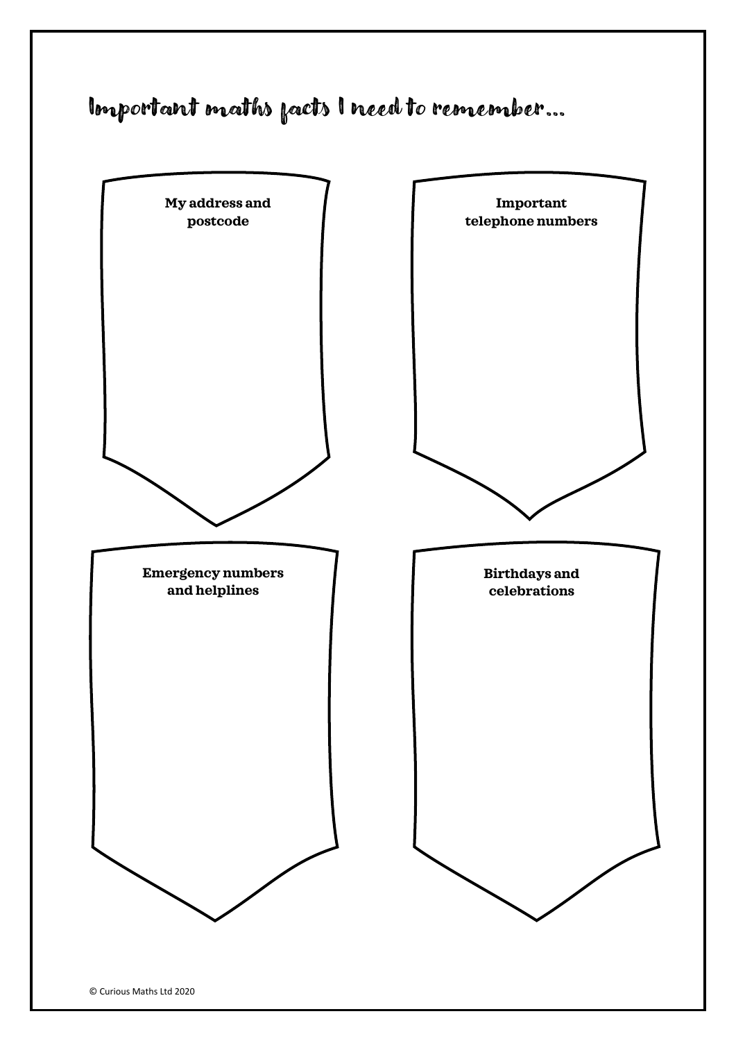# Important maths facts I need to remember...

**My address and postcode**

**Important telephone numbers**

**Emergency numbers and helplines**

**Birthdays and celebrations**

© Curious Maths Ltd 2020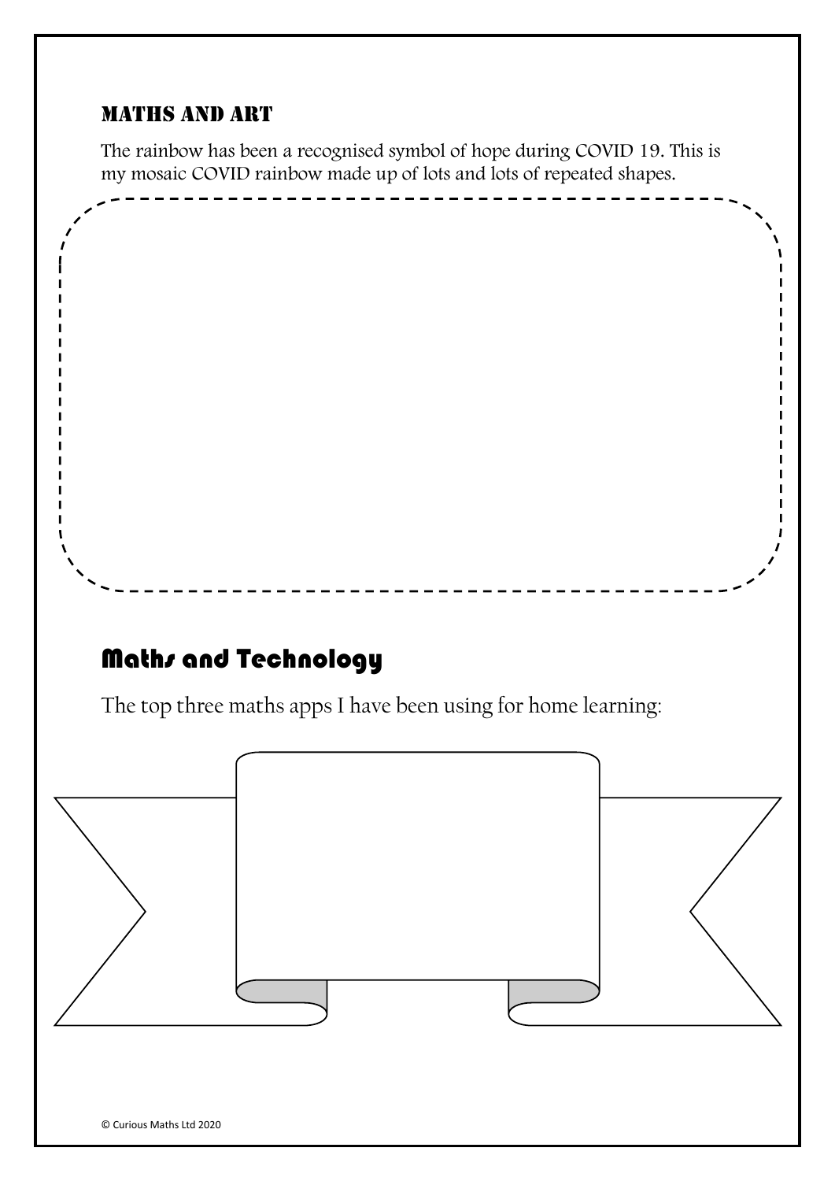## MATHS AND ART

The rainbow has been a recognised symbol of hope during COVID 19. This is my mosaic COVID rainbow made up of lots and lots of repeated shapes.

## Maths and Technology

The top three maths apps I have been using for home learning:

© Curious Maths Ltd 2020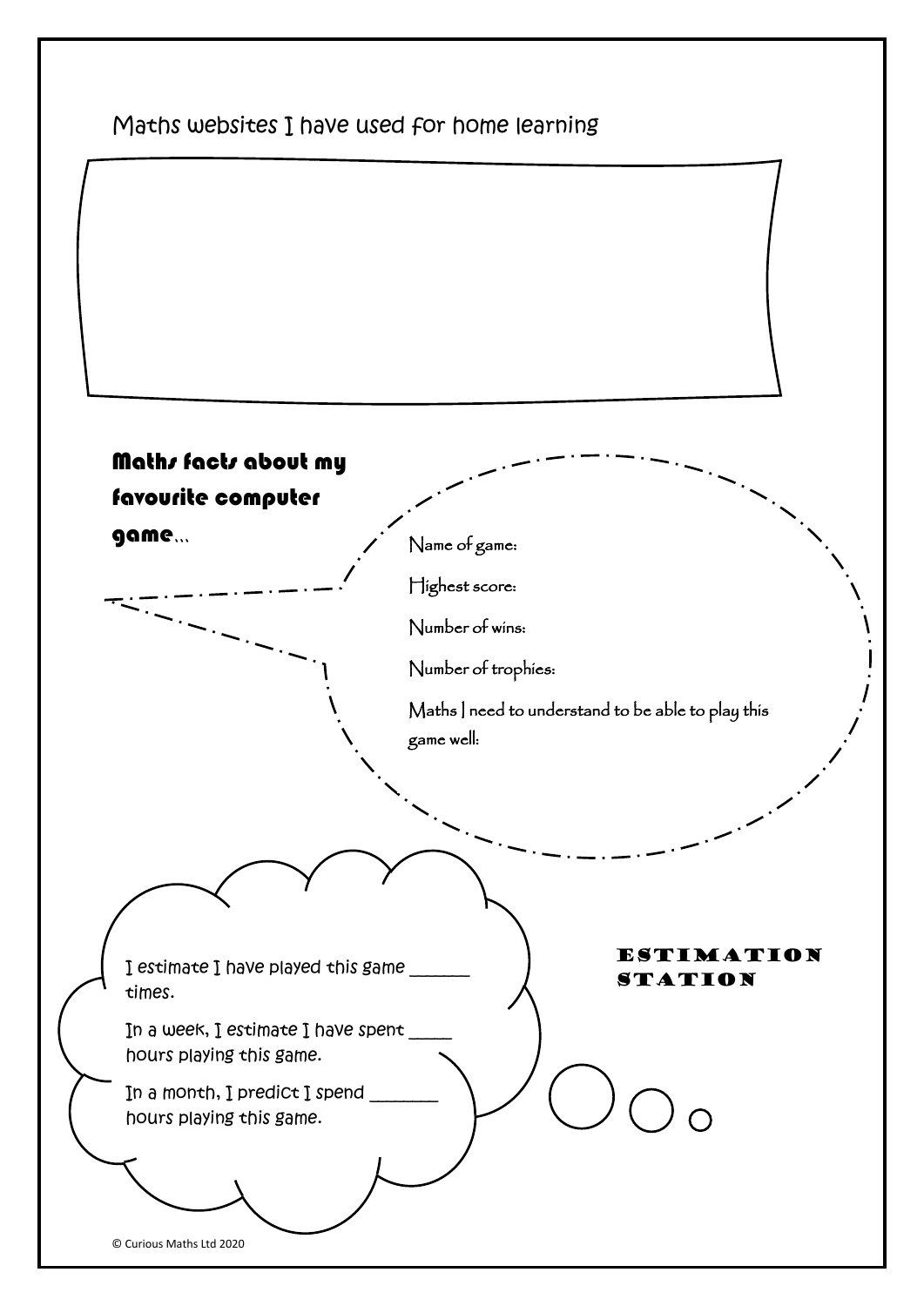Maths websites I have used for home learning

**Maths facts about my favourite computer game…**

Name of game:

Highest score:

Number of wins:

Number of trophies:

Maths I need to understand to be able to play this game well:

I estimate I have played this game ______ times.

In a week, I estimate I have spent ____ hours playing this game.

In a month, I predict I spend _______ hours playing this game.

**ESTIMATION STATION**

© Curious Maths Ltd 2020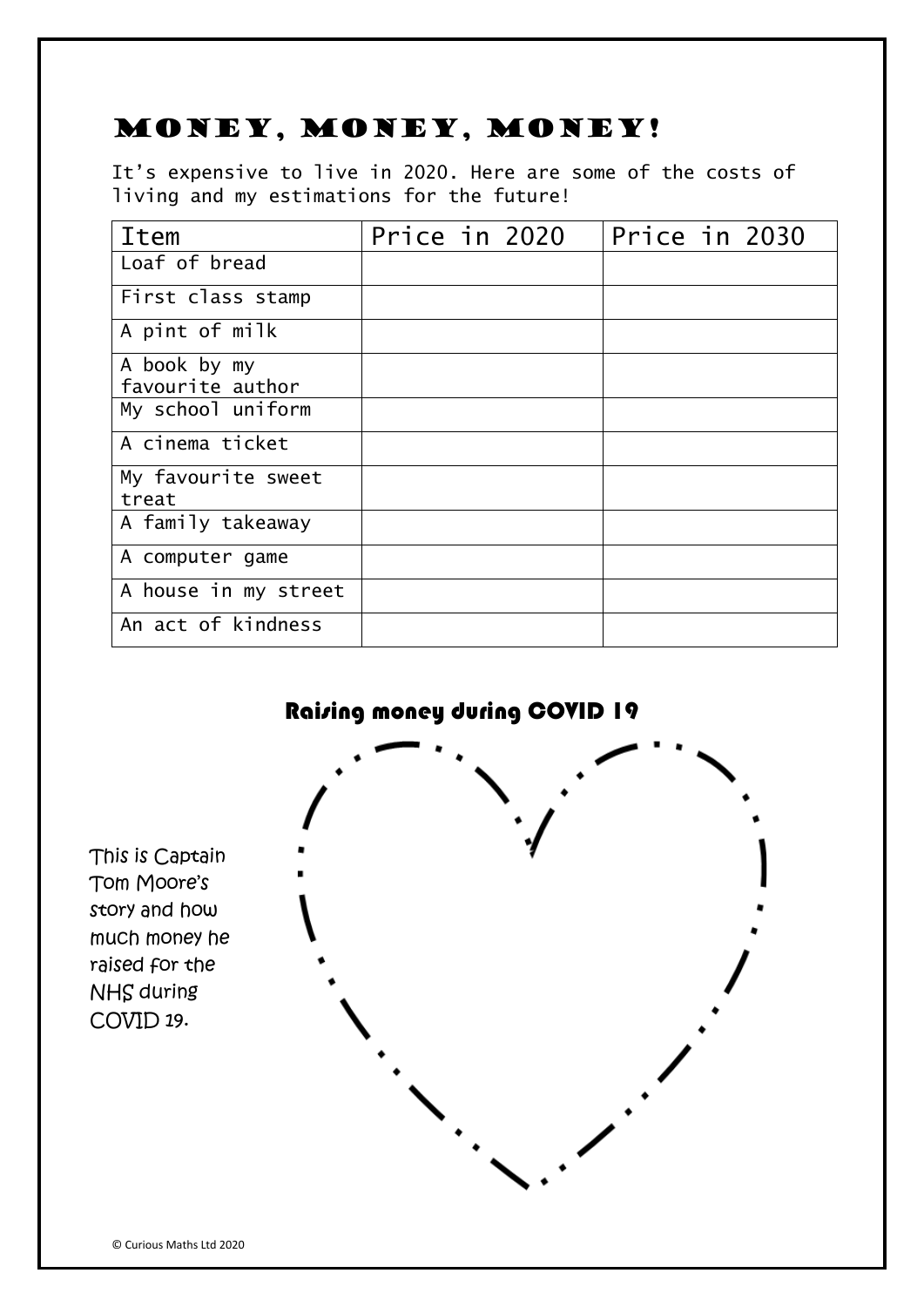# MONEY, MONEY, MONEY!

It's expensive to live in 2020. Here are some of the costs of living and my estimations for the future!

| Item | Price in 2020 | Price in 2030 |
| --- | --- | --- |
| Loaf of bread | | |
| First class stamp | | |
| A pint of milk | | |
| A book by my favourite author | | |
| My school uniform | | |
| A cinema ticket | | |
| My favourite sweet treat | | |
| A family takeaway | | |
| A computer game | | |
| A house in my street | | |
| An act of kindness | | |

## Raising money during COVID 19

This is Captain Tom Moore's story and how much money he raised for the NHS during COVID 19.

© Curious Maths Ltd 2020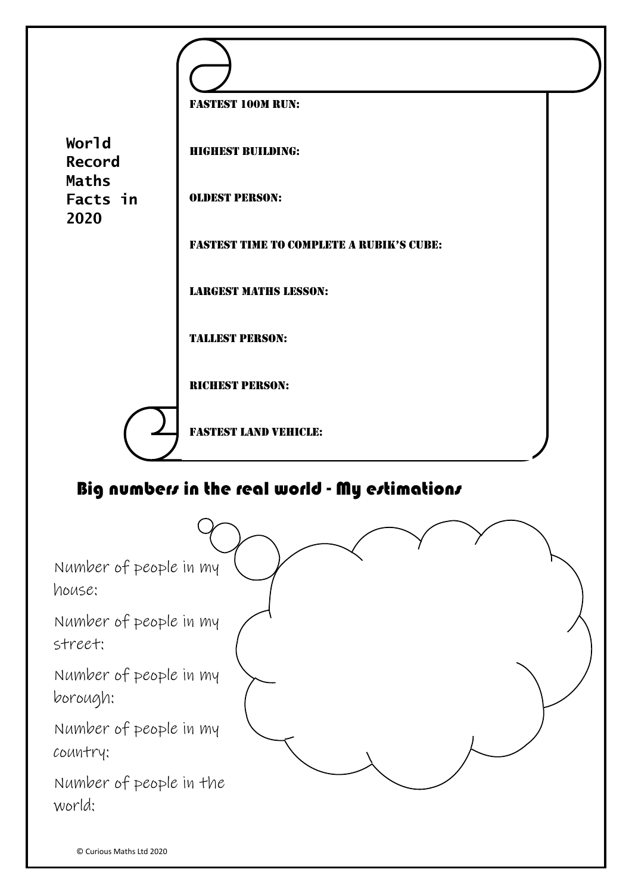**World Record Maths Facts in 2020**

FASTEST 100M RUN:

HIGHEST BUILDING:

OLDEST PERSON:

FASTEST TIME TO COMPLETE A RUBIK'S CUBE:

LARGEST MATHS LESSON:

TALLEST PERSON:

RICHEST PERSON:

FASTEST LAND VEHICLE:

## Big numbers in the real world - My estimations

Number of people in my house:

Number of people in my street:

Number of people in my borough:

Number of people in my country:

Number of people in the world:

© Curious Maths Ltd 2020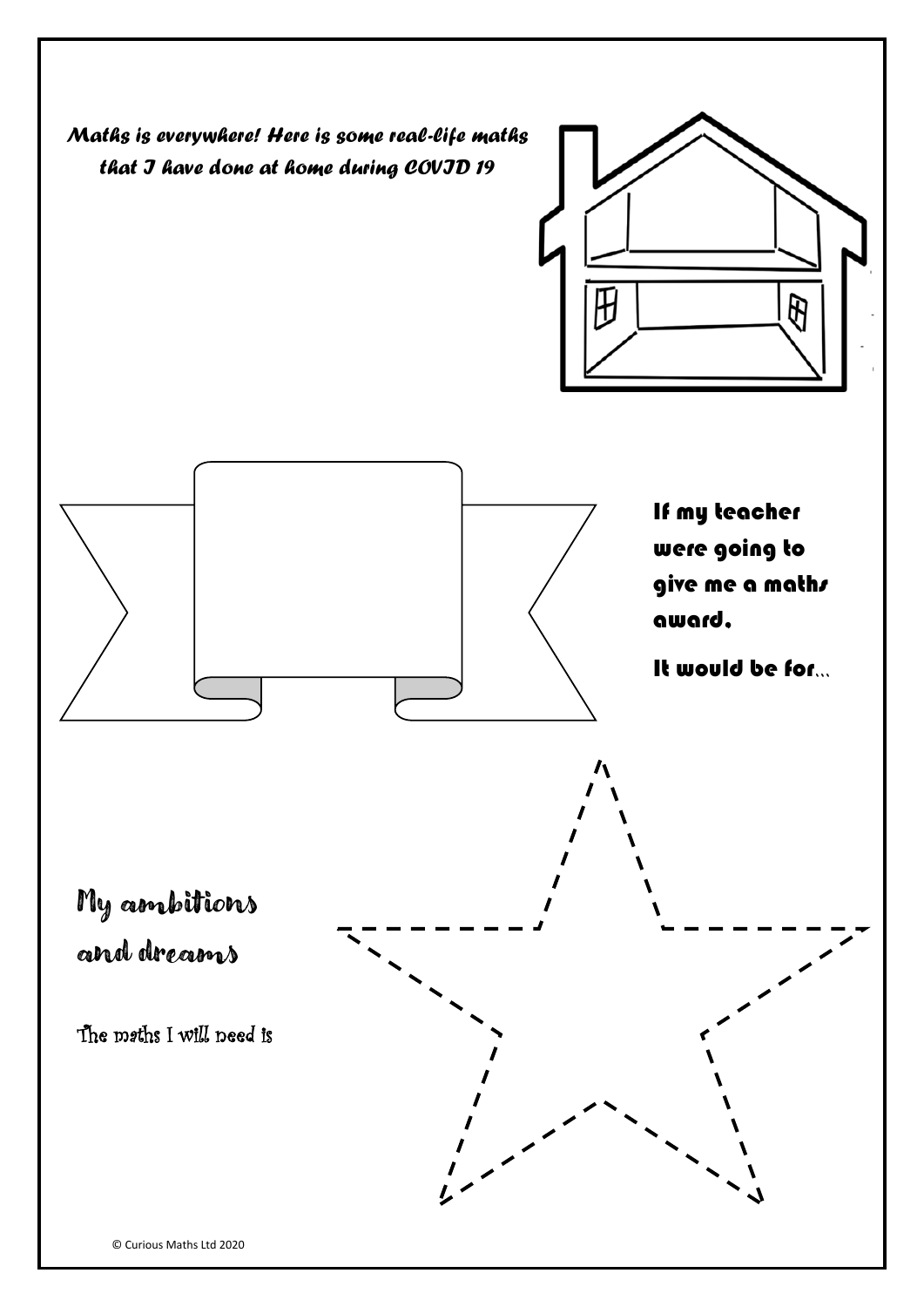*Maths is everywhere! Here is some real-life maths that I have done at home during COVID 19*

**If my teacher were going to give me a maths award,**

**It would be for...**

My ambitions and dreams

The maths I will need is

© Curious Maths Ltd 2020